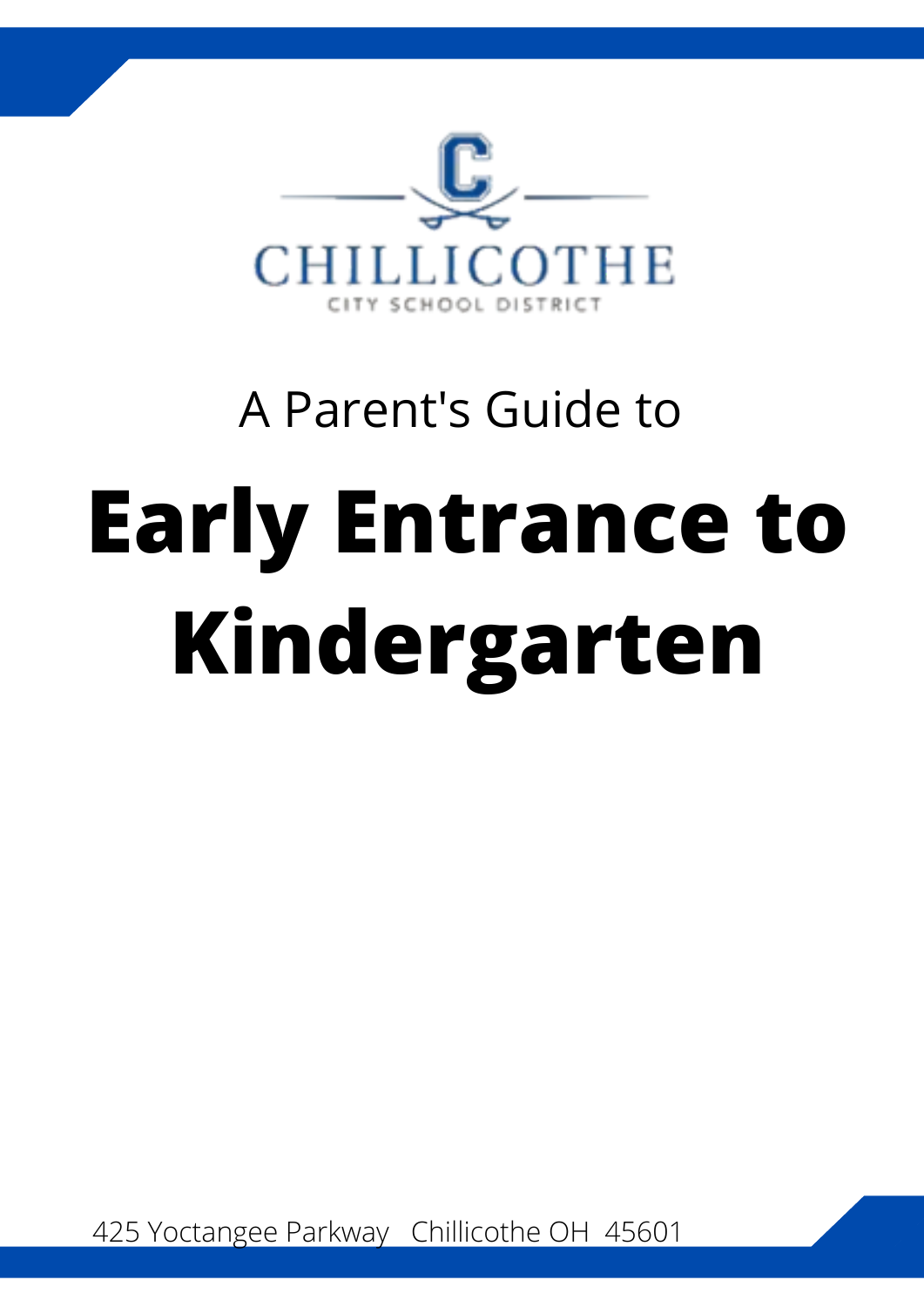CHILLICOTHE

CITY SCHOOL DISTRICT

A Parent's Guide to

# Early Entrance to Kindergarten

425 Yoctangee Parkway Chillicothe OH 45601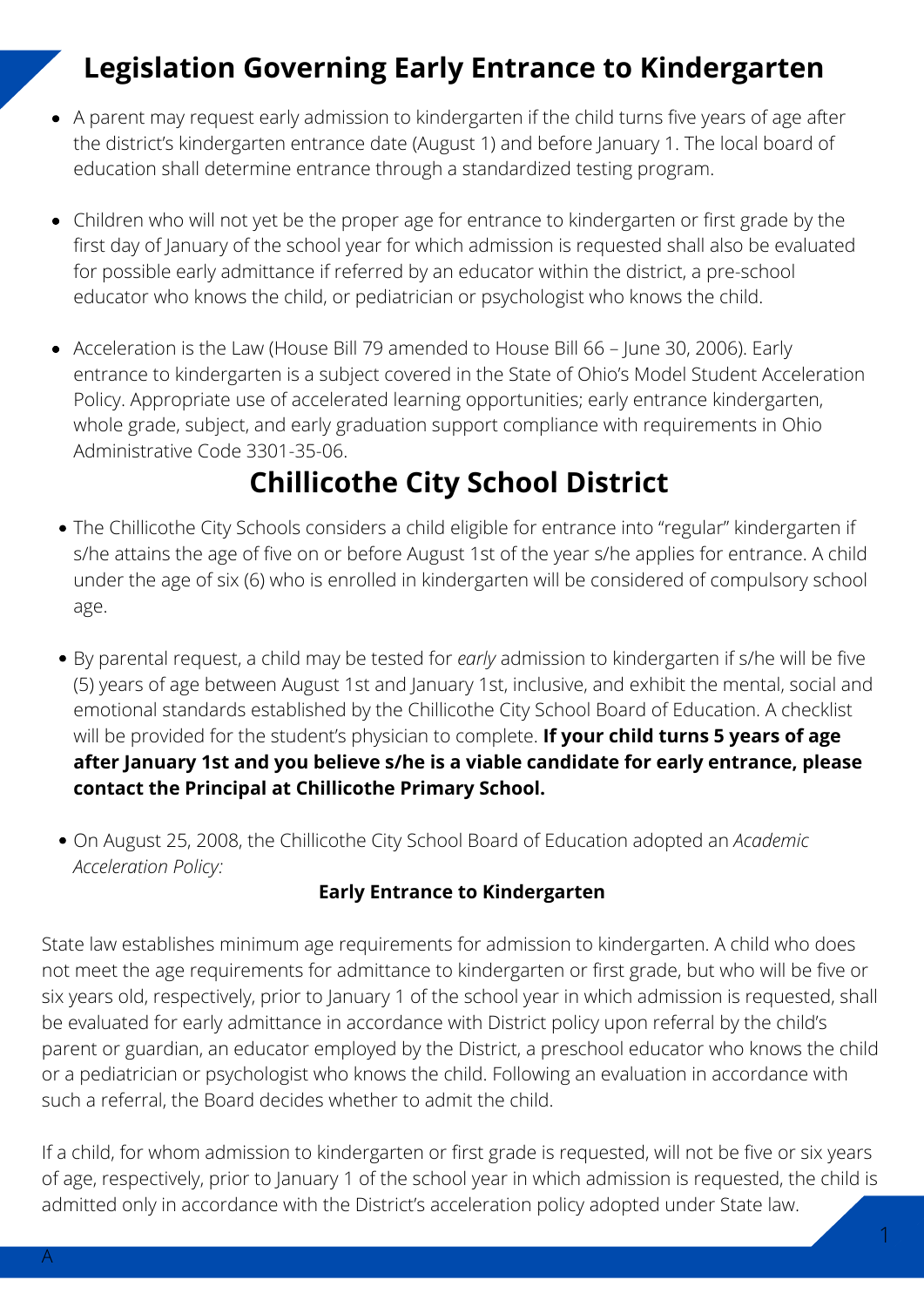# Legislation Governing Early Entrance to Kindergarten

- A parent may request early admission to kindergarten if the child turns five years of age after the district's kindergarten entrance date (August 1) and before January 1. The local board of education shall determine entrance through a standardized testing program.

- Children who will not yet be the proper age for entrance to kindergarten or first grade by the first day of January of the school year for which admission is requested shall also be evaluated for possible early admittance if referred by an educator within the district, a pre-school educator who knows the child, or pediatrician or psychologist who knows the child.

- Acceleration is the Law (House Bill 79 amended to House Bill 66 – June 30, 2006). Early entrance to kindergarten is a subject covered in the State of Ohio's Model Student Acceleration Policy. Appropriate use of accelerated learning opportunities; early entrance kindergarten, whole grade, subject, and early graduation support compliance with requirements in Ohio Administrative Code 3301-35-06.

## Chillicothe City School District

- The Chillicothe City Schools considers a child eligible for entrance into "regular" kindergarten if s/he attains the age of five on or before August 1st of the year s/he applies for entrance. A child under the age of six (6) who is enrolled in kindergarten will be considered of compulsory school age.

- By parental request, a child may be tested for *early* admission to kindergarten if s/he will be five (5) years of age between August 1st and January 1st, inclusive, and exhibit the mental, social and emotional standards established by the Chillicothe City School Board of Education. A checklist will be provided for the student's physician to complete. **If your child turns 5 years of age after January 1st and you believe s/he is a viable candidate for early entrance, please contact the Principal at Chillicothe Primary School.**

- On August 25, 2008, the Chillicothe City School Board of Education adopted an *Academic Acceleration Policy:*

**Early Entrance to Kindergarten**

State law establishes minimum age requirements for admission to kindergarten. A child who does not meet the age requirements for admittance to kindergarten or first grade, but who will be five or six years old, respectively, prior to January 1 of the school year in which admission is requested, shall be evaluated for early admittance in accordance with District policy upon referral by the child's parent or guardian, an educator employed by the District, a preschool educator who knows the child or a pediatrician or psychologist who knows the child. Following an evaluation in accordance with such a referral, the Board decides whether to admit the child.

If a child, for whom admission to kindergarten or first grade is requested, will not be five or six years of age, respectively, prior to January 1 of the school year in which admission is requested, the child is admitted only in accordance with the District's acceleration policy adopted under State law.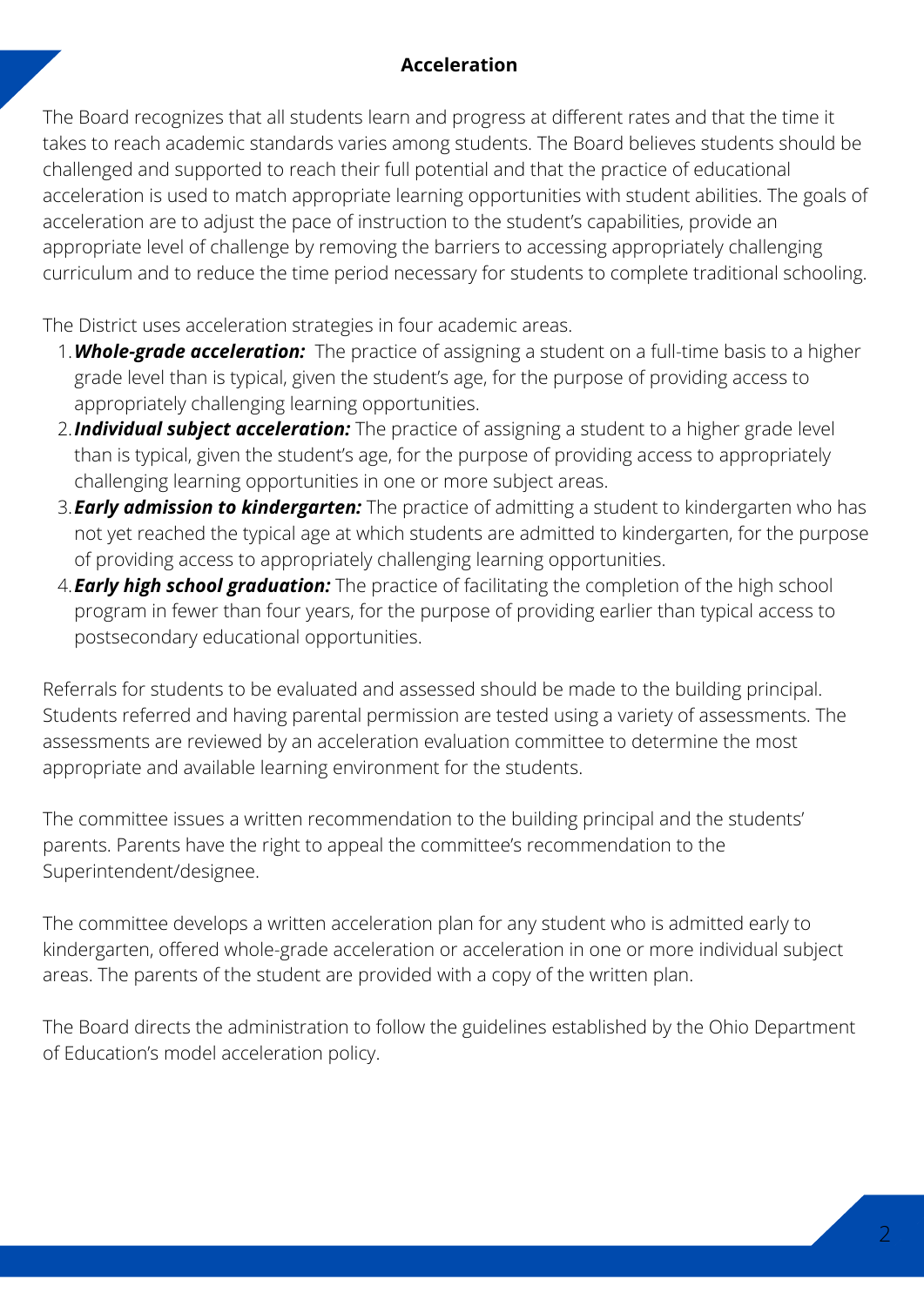## Acceleration

The Board recognizes that all students learn and progress at different rates and that the time it takes to reach academic standards varies among students. The Board believes students should be challenged and supported to reach their full potential and that the practice of educational acceleration is used to match appropriate learning opportunities with student abilities. The goals of acceleration are to adjust the pace of instruction to the student's capabilities, provide an appropriate level of challenge by removing the barriers to accessing appropriately challenging curriculum and to reduce the time period necessary for students to complete traditional schooling.

The District uses acceleration strategies in four academic areas.

1. ***Whole-grade acceleration:*** The practice of assigning a student on a full-time basis to a higher grade level than is typical, given the student's age, for the purpose of providing access to appropriately challenging learning opportunities.
2. ***Individual subject acceleration:*** The practice of assigning a student to a higher grade level than is typical, given the student's age, for the purpose of providing access to appropriately challenging learning opportunities in one or more subject areas.
3. ***Early admission to kindergarten:*** The practice of admitting a student to kindergarten who has not yet reached the typical age at which students are admitted to kindergarten, for the purpose of providing access to appropriately challenging learning opportunities.
4. ***Early high school graduation:*** The practice of facilitating the completion of the high school program in fewer than four years, for the purpose of providing earlier than typical access to postsecondary educational opportunities.

Referrals for students to be evaluated and assessed should be made to the building principal. Students referred and having parental permission are tested using a variety of assessments. The assessments are reviewed by an acceleration evaluation committee to determine the most appropriate and available learning environment for the students.

The committee issues a written recommendation to the building principal and the students' parents. Parents have the right to appeal the committee's recommendation to the Superintendent/designee.

The committee develops a written acceleration plan for any student who is admitted early to kindergarten, offered whole-grade acceleration or acceleration in one or more individual subject areas. The parents of the student are provided with a copy of the written plan.

The Board directs the administration to follow the guidelines established by the Ohio Department of Education's model acceleration policy.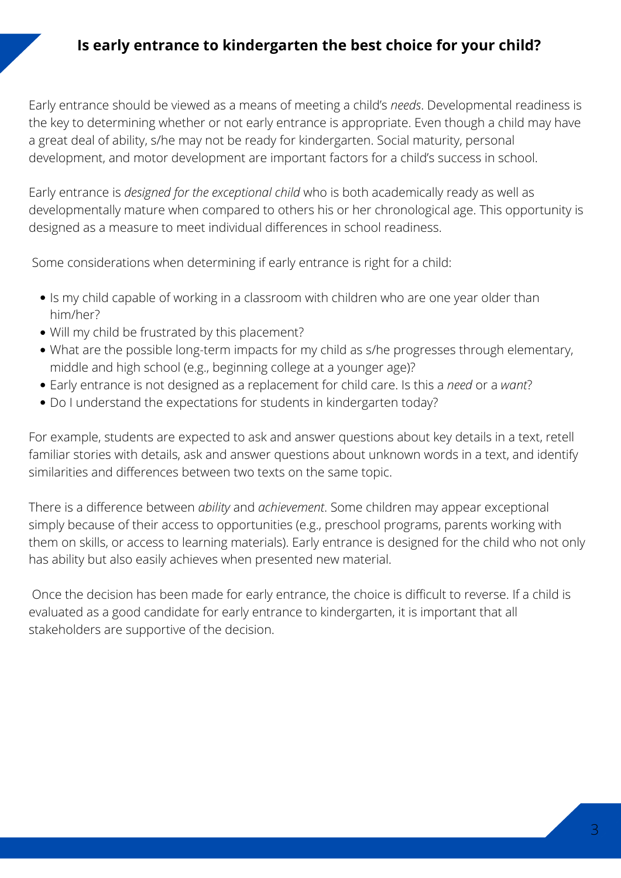## Is early entrance to kindergarten the best choice for your child?

Early entrance should be viewed as a means of meeting a child's *needs*. Developmental readiness is the key to determining whether or not early entrance is appropriate. Even though a child may have a great deal of ability, s/he may not be ready for kindergarten. Social maturity, personal development, and motor development are important factors for a child's success in school.

Early entrance is *designed for the exceptional child* who is both academically ready as well as developmentally mature when compared to others his or her chronological age. This opportunity is designed as a measure to meet individual differences in school readiness.

Some considerations when determining if early entrance is right for a child:

- Is my child capable of working in a classroom with children who are one year older than him/her?
- Will my child be frustrated by this placement?
- What are the possible long-term impacts for my child as s/he progresses through elementary, middle and high school (e.g., beginning college at a younger age)?
- Early entrance is not designed as a replacement for child care. Is this a *need* or a *want*?
- Do I understand the expectations for students in kindergarten today?

For example, students are expected to ask and answer questions about key details in a text, retell familiar stories with details, ask and answer questions about unknown words in a text, and identify similarities and differences between two texts on the same topic.

There is a difference between *ability* and *achievement*. Some children may appear exceptional simply because of their access to opportunities (e.g., preschool programs, parents working with them on skills, or access to learning materials). Early entrance is designed for the child who not only has ability but also easily achieves when presented new material.

Once the decision has been made for early entrance, the choice is difficult to reverse. If a child is evaluated as a good candidate for early entrance to kindergarten, it is important that all stakeholders are supportive of the decision.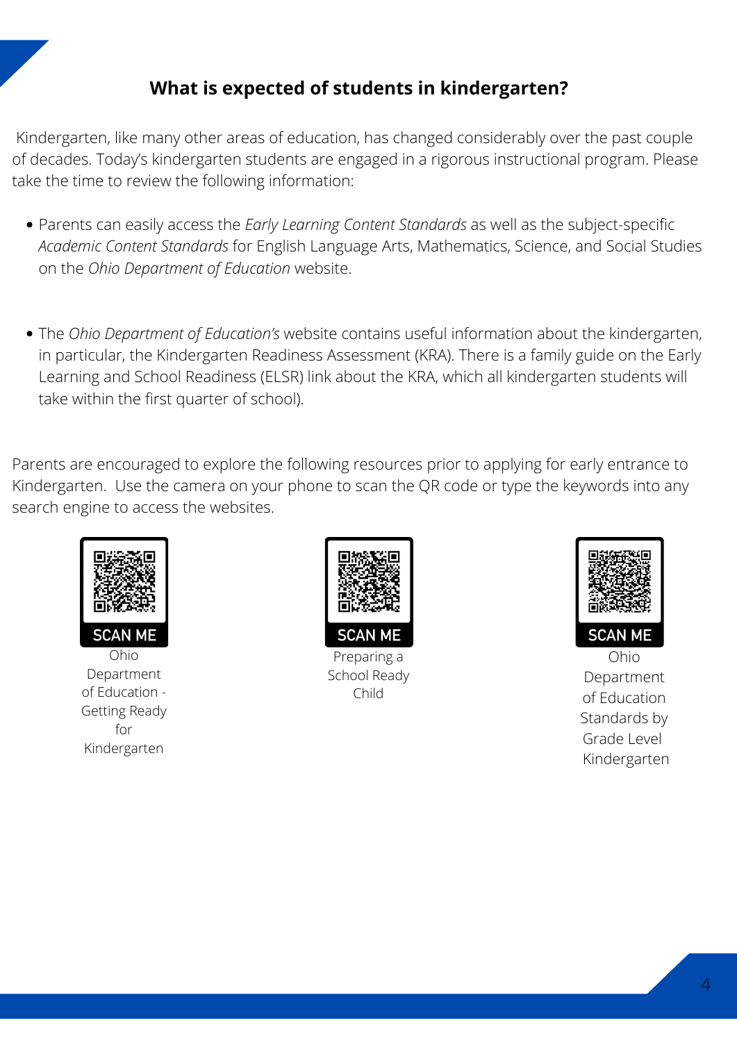### **What is expected of students in kindergarten?**

Kindergarten, like many other areas of education, has changed considerably over the past couple of decades. Today's kindergarten students are engaged in a rigorous instructional program. Please take the time to review the following information:

- Parents can easily access the *Early Learning Content Standards* as well as the subject-specific *Academic Content Standards* for English Language Arts, Mathematics, Science, and Social Studies on the *Ohio Department of Education* website.

- The *Ohio Department of Education's* website contains useful information about the kindergarten, in particular, the Kindergarten Readiness Assessment (KRA). There is a family guide on the Early Learning and School Readiness (ELSR) link about the KRA, which all kindergarten students will take within the first quarter of school).

Parents are encouraged to explore the following resources prior to applying for early entrance to Kindergarten. Use the camera on your phone to scan the QR code or type the keywords into any search engine to access the websites.

SCAN ME
Ohio Department of Education - Getting Ready for Kindergarten

SCAN ME
Preparing a School Ready Child

SCAN ME
Ohio Department of Education Standards by Grade Level Kindergarten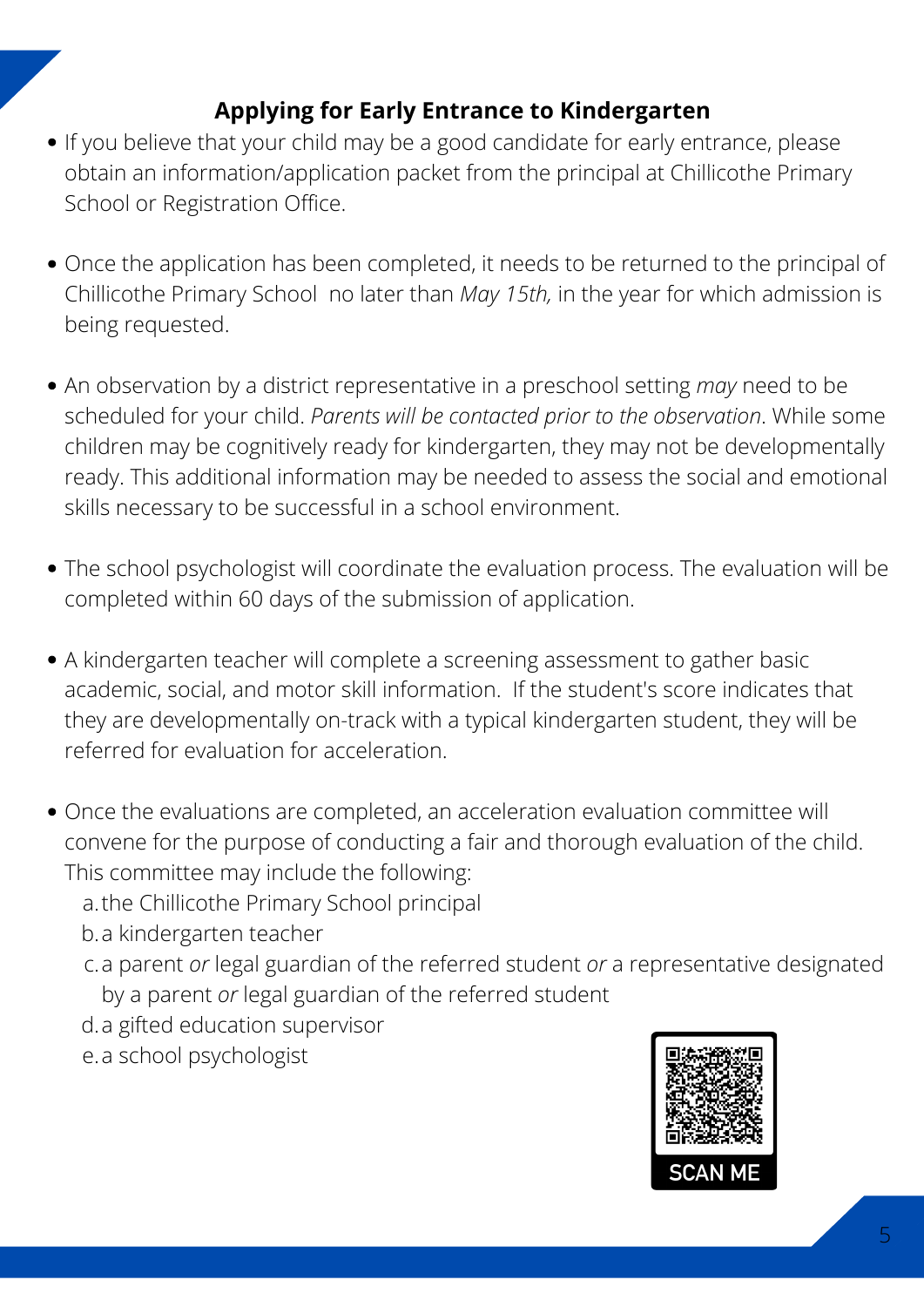## Applying for Early Entrance to Kindergarten

- If you believe that your child may be a good candidate for early entrance, please obtain an information/application packet from the principal at Chillicothe Primary School or Registration Office.

- Once the application has been completed, it needs to be returned to the principal of Chillicothe Primary School no later than *May 15th,* in the year for which admission is being requested.

- An observation by a district representative in a preschool setting *may* need to be scheduled for your child. *Parents will be contacted prior to the observation*. While some children may be cognitively ready for kindergarten, they may not be developmentally ready. This additional information may be needed to assess the social and emotional skills necessary to be successful in a school environment.

- The school psychologist will coordinate the evaluation process. The evaluation will be completed within 60 days of the submission of application.

- A kindergarten teacher will complete a screening assessment to gather basic academic, social, and motor skill information. If the student's score indicates that they are developmentally on-track with a typical kindergarten student, they will be referred for evaluation for acceleration.

- Once the evaluations are completed, an acceleration evaluation committee will convene for the purpose of conducting a fair and thorough evaluation of the child. This committee may include the following:
  a. the Chillicothe Primary School principal
  b. a kindergarten teacher
  c. a parent *or* legal guardian of the referred student *or* a representative designated by a parent *or* legal guardian of the referred student
  d. a gifted education supervisor
  e. a school psychologist

SCAN ME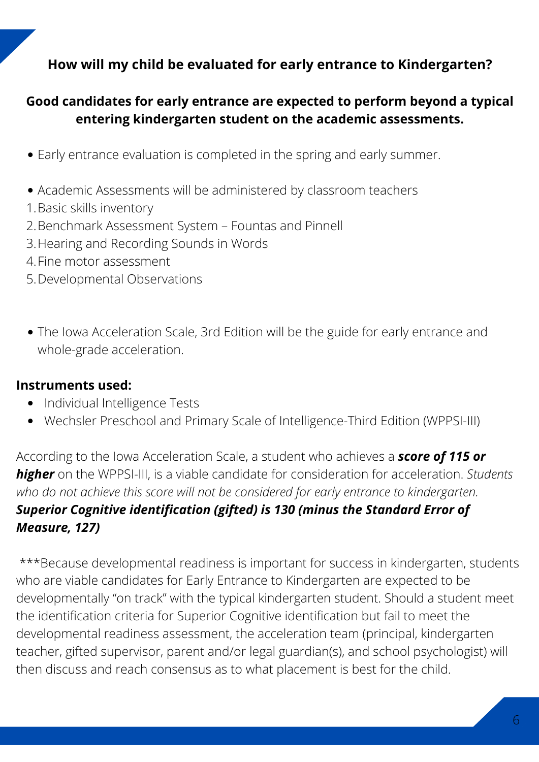**How will my child be evaluated for early entrance to Kindergarten?**

**Good candidates for early entrance are expected to perform beyond a typical entering kindergarten student on the academic assessments.**

- Early entrance evaluation is completed in the spring and early summer.

- Academic Assessments will be administered by classroom teachers

1. Basic skills inventory
2. Benchmark Assessment System – Fountas and Pinnell
3. Hearing and Recording Sounds in Words
4. Fine motor assessment
5. Developmental Observations

- The Iowa Acceleration Scale, 3rd Edition will be the guide for early entrance and whole-grade acceleration.

**Instruments used:**

- Individual Intelligence Tests
- Wechsler Preschool and Primary Scale of Intelligence-Third Edition (WPPSI-III)

According to the Iowa Acceleration Scale, a student who achieves a ***score of 115 or higher*** on the WPPSI-III, is a viable candidate for consideration for acceleration. *Students who do not achieve this score will not be considered for early entrance to kindergarten.* ***Superior Cognitive identification (gifted) is 130 (minus the Standard Error of Measure, 127)***

***Because developmental readiness is important for success in kindergarten, students who are viable candidates for Early Entrance to Kindergarten are expected to be developmentally "on track" with the typical kindergarten student. Should a student meet the identification criteria for Superior Cognitive identification but fail to meet the developmental readiness assessment, the acceleration team (principal, kindergarten teacher, gifted supervisor, parent and/or legal guardian(s), and school psychologist) will then discuss and reach consensus as to what placement is best for the child.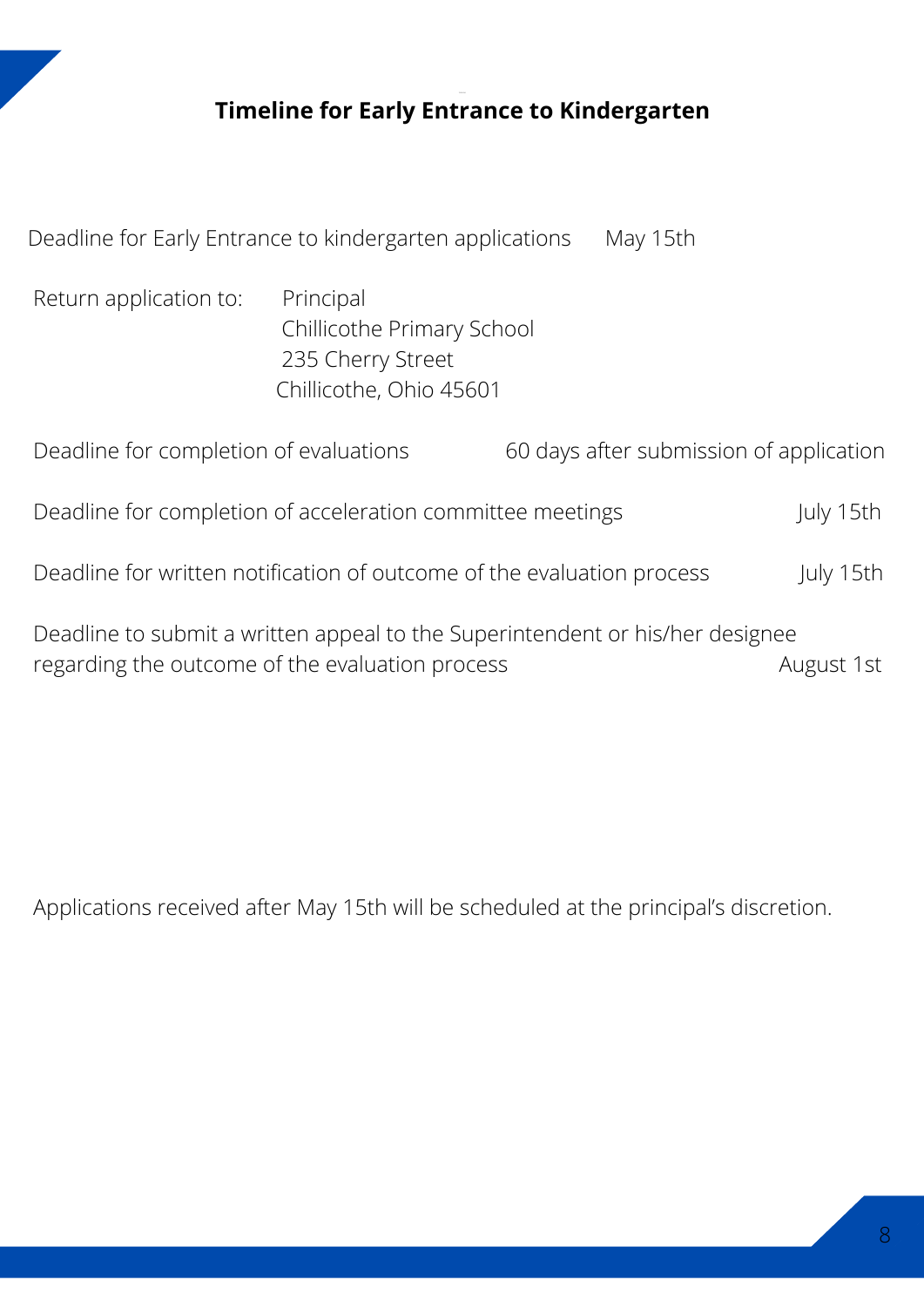## Timeline for Early Entrance to Kindergarten

Deadline for Early Entrance to kindergarten applications — May 15th

Return application to:

Principal
Chillicothe Primary School
235 Cherry Street
Chillicothe, Ohio 45601

Deadline for completion of evaluations — 60 days after submission of application

Deadline for completion of acceleration committee meetings — July 15th

Deadline for written notification of outcome of the evaluation process — July 15th

Deadline to submit a written appeal to the Superintendent or his/her designee regarding the outcome of the evaluation process — August 1st

Applications received after May 15th will be scheduled at the principal's discretion.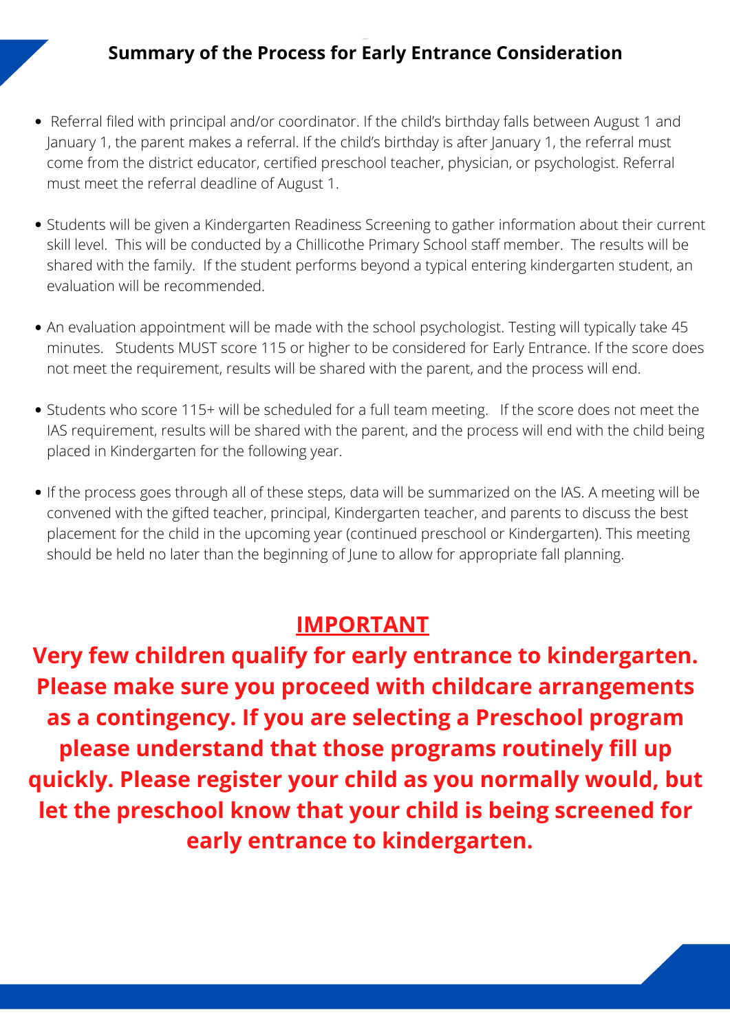## Summary of the Process for Early Entrance Consideration

- Referral filed with principal and/or coordinator. If the child's birthday falls between August 1 and January 1, the parent makes a referral. If the child's birthday is after January 1, the referral must come from the district educator, certified preschool teacher, physician, or psychologist. Referral must meet the referral deadline of August 1.
- Students will be given a Kindergarten Readiness Screening to gather information about their current skill level. This will be conducted by a Chillicothe Primary School staff member. The results will be shared with the family. If the student performs beyond a typical entering kindergarten student, an evaluation will be recommended.
- An evaluation appointment will be made with the school psychologist. Testing will typically take 45 minutes. Students MUST score 115 or higher to be considered for Early Entrance. If the score does not meet the requirement, results will be shared with the parent, and the process will end.
- Students who score 115+ will be scheduled for a full team meeting. If the score does not meet the IAS requirement, results will be shared with the parent, and the process will end with the child being placed in Kindergarten for the following year.
- If the process goes through all of these steps, data will be summarized on the IAS. A meeting will be convened with the gifted teacher, principal, Kindergarten teacher, and parents to discuss the best placement for the child in the upcoming year (continued preschool or Kindergarten). This meeting should be held no later than the beginning of June to allow for appropriate fall planning.

## IMPORTANT

**Very few children qualify for early entrance to kindergarten. Please make sure you proceed with childcare arrangements as a contingency. If you are selecting a Preschool program please understand that those programs routinely fill up quickly. Please register your child as you normally would, but let the preschool know that your child is being screened for early entrance to kindergarten.**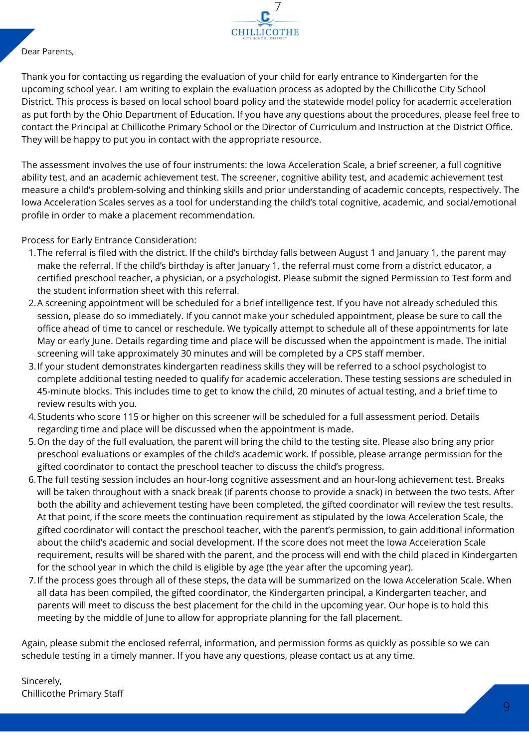Dear Parents,

Thank you for contacting us regarding the evaluation of your child for early entrance to Kindergarten for the upcoming school year. I am writing to explain the evaluation process as adopted by the Chillicothe City School District. This process is based on local school board policy and the statewide model policy for academic acceleration as put forth by the Ohio Department of Education. If you have any questions about the procedures, please feel free to contact the Principal at Chillicothe Primary School or the Director of Curriculum and Instruction at the District Office. They will be happy to put you in contact with the appropriate resource.

The assessment involves the use of four instruments: the Iowa Acceleration Scale, a brief screener, a full cognitive ability test, and an academic achievement test. The screener, cognitive ability test, and academic achievement test measure a child's problem-solving and thinking skills and prior understanding of academic concepts, respectively. The Iowa Acceleration Scales serves as a tool for understanding the child's total cognitive, academic, and social/emotional profile in order to make a placement recommendation.

Process for Early Entrance Consideration:

1. The referral is filed with the district. If the child's birthday falls between August 1 and January 1, the parent may make the referral. If the child's birthday is after January 1, the referral must come from a district educator, a certified preschool teacher, a physician, or a psychologist. Please submit the signed Permission to Test form and the student information sheet with this referral.
2. A screening appointment will be scheduled for a brief intelligence test. If you have not already scheduled this session, please do so immediately. If you cannot make your scheduled appointment, please be sure to call the office ahead of time to cancel or reschedule. We typically attempt to schedule all of these appointments for late May or early June. Details regarding time and place will be discussed when the appointment is made. The initial screening will take approximately 30 minutes and will be completed by a CPS staff member.
3. If your student demonstrates kindergarten readiness skills they will be referred to a school psychologist to complete additional testing needed to qualify for academic acceleration. These testing sessions are scheduled in 45-minute blocks. This includes time to get to know the child, 20 minutes of actual testing, and a brief time to review results with you.
4. Students who score 115 or higher on this screener will be scheduled for a full assessment period. Details regarding time and place will be discussed when the appointment is made.
5. On the day of the full evaluation, the parent will bring the child to the testing site. Please also bring any prior preschool evaluations or examples of the child's academic work. If possible, please arrange permission for the gifted coordinator to contact the preschool teacher to discuss the child's progress.
6. The full testing session includes an hour-long cognitive assessment and an hour-long achievement test. Breaks will be taken throughout with a snack break (if parents choose to provide a snack) in between the two tests. After both the ability and achievement testing have been completed, the gifted coordinator will review the test results. At that point, if the score meets the continuation requirement as stipulated by the Iowa Acceleration Scale, the gifted coordinator will contact the preschool teacher, with the parent's permission, to gain additional information about the child's academic and social development. If the score does not meet the Iowa Acceleration Scale requirement, results will be shared with the parent, and the process will end with the child placed in Kindergarten for the school year in which the child is eligible by age (the year after the upcoming year).
7. If the process goes through all of these steps, the data will be summarized on the Iowa Acceleration Scale. When all data has been compiled, the gifted coordinator, the Kindergarten principal, a Kindergarten teacher, and parents will meet to discuss the best placement for the child in the upcoming year. Our hope is to hold this meeting by the middle of June to allow for appropriate planning for the fall placement.

Again, please submit the enclosed referral, information, and permission forms as quickly as possible so we can schedule testing in a timely manner. If you have any questions, please contact us at any time.

Sincerely,
Chillicothe Primary Staff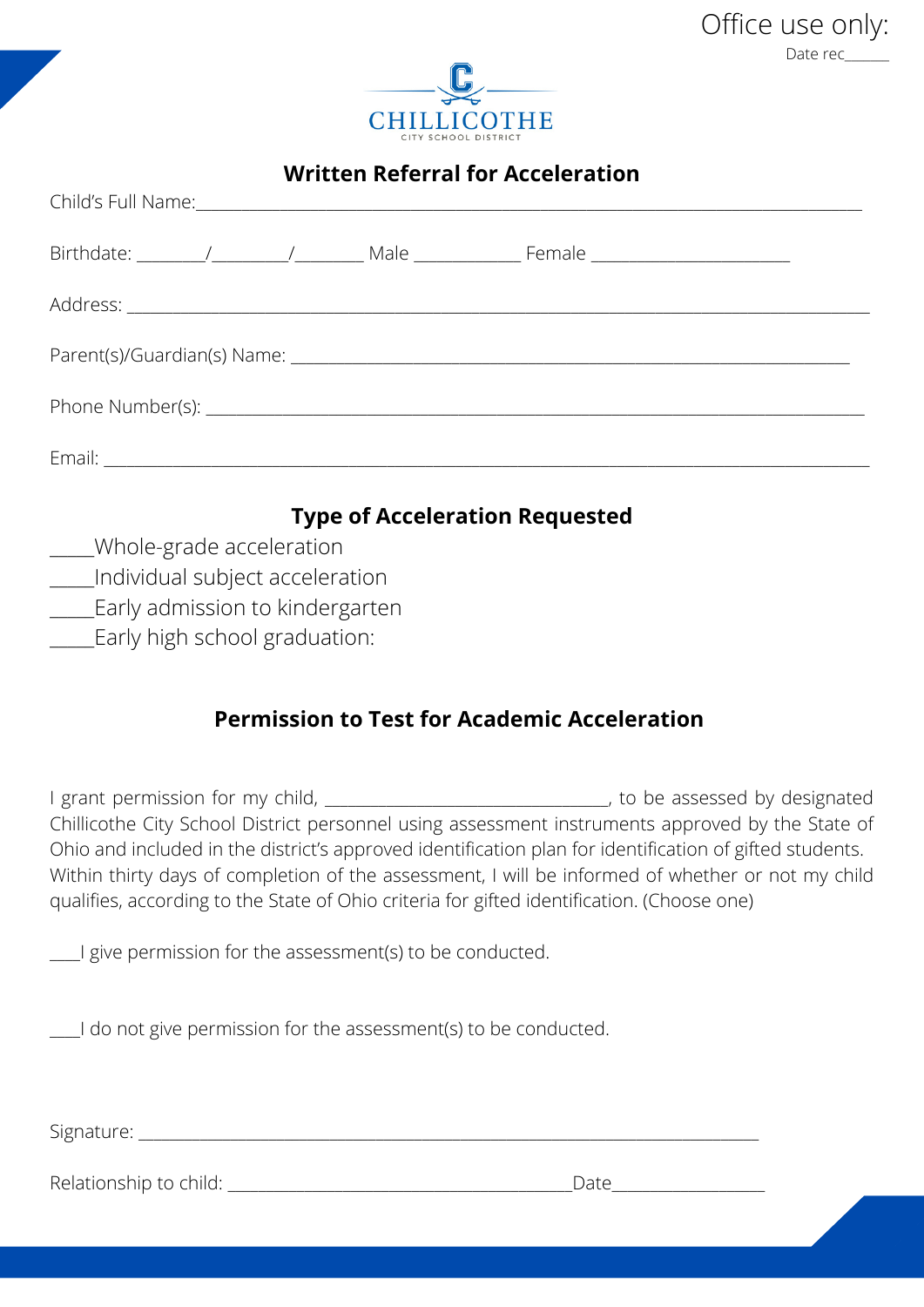Office use only:

Date rec______

CHILLICOTHE
CITY SCHOOL DISTRICT

## Written Referral for Acceleration

Child's Full Name:_______________________________________________________________________________

Birthdate: ________/_________/________ Male ____________ Female _______________________

Address: _________________________________________________________________________________________

Parent(s)/Guardian(s) Name: ________________________________________________________________

Phone Number(s): ______________________________________________________________________________

Email: ___________________________________________________________________________________________

## Type of Acceleration Requested

_____Whole-grade acceleration
_____Individual subject acceleration
_____Early admission to kindergarten
_____Early high school graduation:

## Permission to Test for Academic Acceleration

I grant permission for my child, _________________________________, to be assessed by designated Chillicothe City School District personnel using assessment instruments approved by the State of Ohio and included in the district's approved identification plan for identification of gifted students. Within thirty days of completion of the assessment, I will be informed of whether or not my child qualifies, according to the State of Ohio criteria for gifted identification. (Choose one)

____I give permission for the assessment(s) to be conducted.

____I do not give permission for the assessment(s) to be conducted.

Signature: _________________________________________________________________________

Relationship to child: ________________________________________Date__________________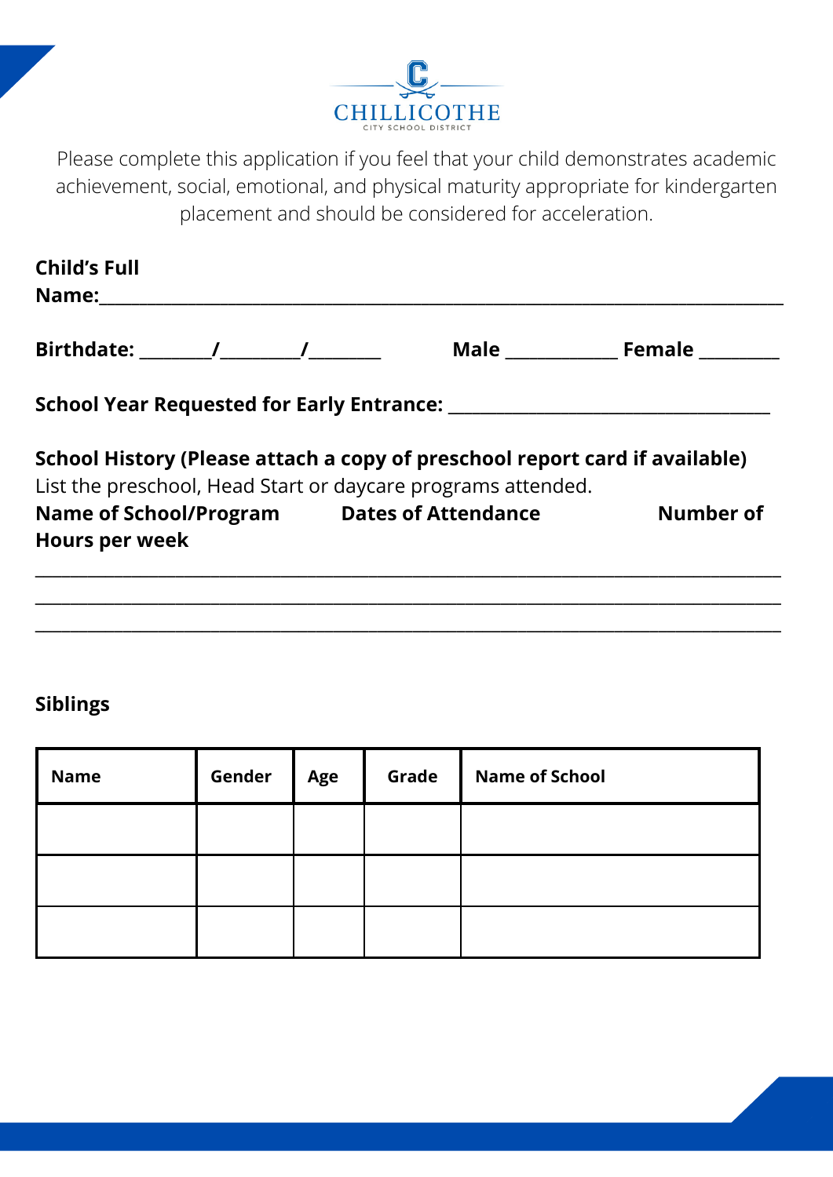CHILLICOTHE
CITY SCHOOL DISTRICT

Please complete this application if you feel that your child demonstrates academic achievement, social, emotional, and physical maturity appropriate for kindergarten placement and should be considered for acceleration.

**Child's Full Name:**______________________________________________________________________

**Birthdate:** _______/________/_______ **Male** ____________ **Female** ________

**School Year Requested for Early Entrance:** __________________________________

**School History (Please attach a copy of preschool report card if available)**
List the preschool, Head Start or daycare programs attended.

**Name of School/Program** **Dates of Attendance** **Number of Hours per week**

______________________________________________________________________________
______________________________________________________________________________
______________________________________________________________________________

**Siblings**

| Name | Gender | Age | Grade | Name of School |
|---|---|---|---|---|
| | | | | |
| | | | | |
| | | | | |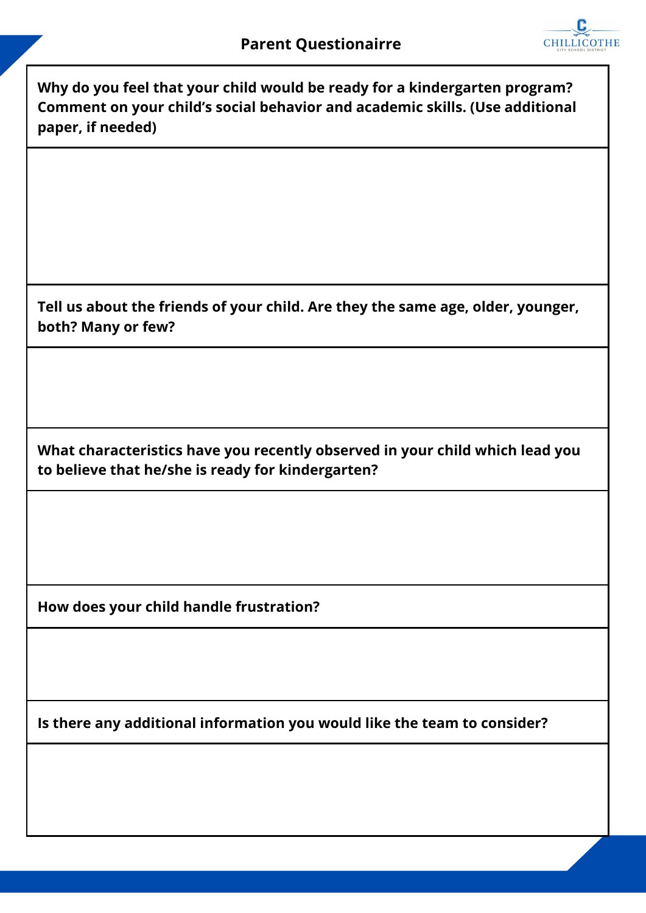# Parent Questionaire

**Why do you feel that your child would be ready for a kindergarten program? Comment on your child's social behavior and academic skills. (Use additional paper, if needed)**

**Tell us about the friends of your child. Are they the same age, older, younger, both? Many or few?**

**What characteristics have you recently observed in your child which lead you to believe that he/she is ready for kindergarten?**

**How does your child handle frustration?**

**Is there any additional information you would like the team to consider?**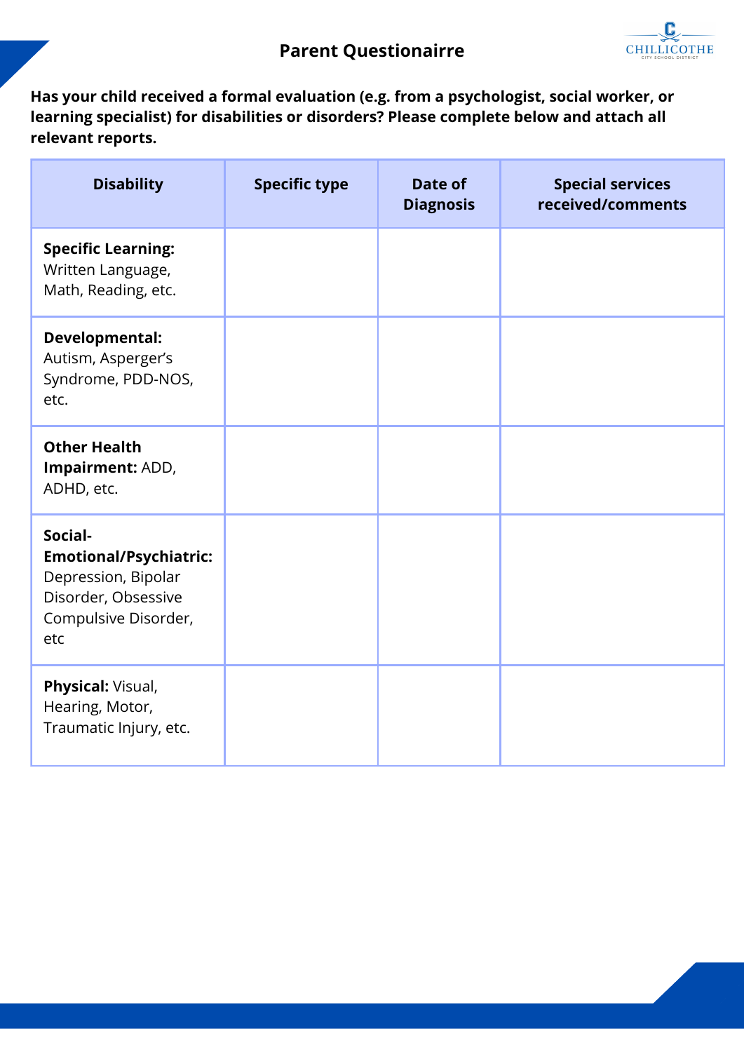## Parent Questionaire

**Has your child received a formal evaluation (e.g. from a psychologist, social worker, or learning specialist) for disabilities or disorders? Please complete below and attach all relevant reports.**

| Disability | Specific type | Date of Diagnosis | Special services received/comments |
|---|---|---|---|
| **Specific Learning:** Written Language, Math, Reading, etc. | | | |
| **Developmental:** Autism, Asperger's Syndrome, PDD-NOS, etc. | | | |
| **Other Health Impairment:** ADD, ADHD, etc. | | | |
| **Social-Emotional/Psychiatric:** Depression, Bipolar Disorder, Obsessive Compulsive Disorder, etc | | | |
| **Physical:** Visual, Hearing, Motor, Traumatic Injury, etc. | | | |